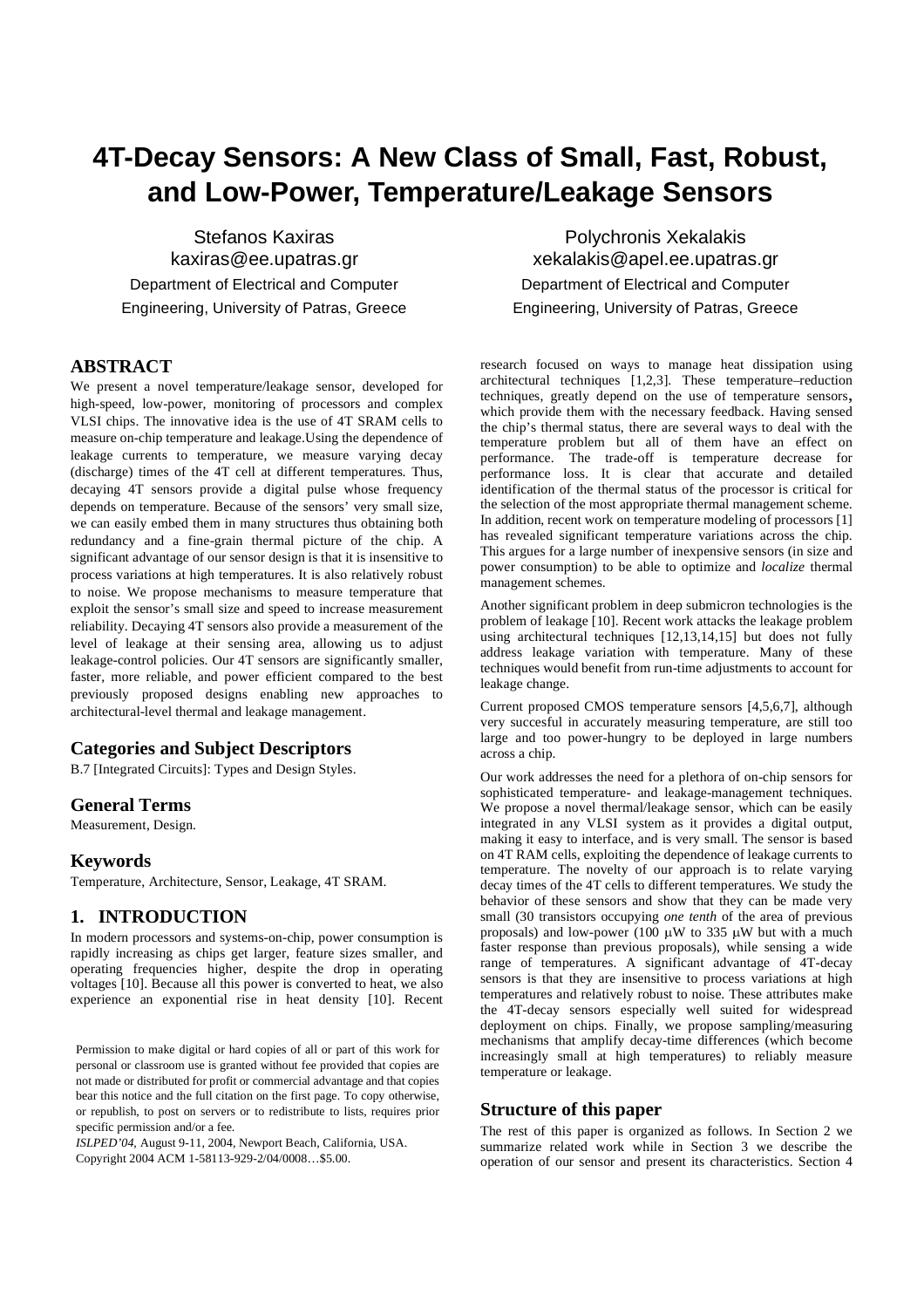# 4T-Decay Sensors: A New Class of Small, Fast, Robust, and Low-Power, Temperature/Leakage Sensors

Stefanos Kaxiras
kaxiras@ee.upatras.gr
Department of Electrical and Computer Engineering, University of Patras, Greece

Polychronis Xekalakis
xekalakis@apel.ee.upatras.gr
Department of Electrical and Computer Engineering, University of Patras, Greece

## ABSTRACT

We present a novel temperature/leakage sensor, developed for high-speed, low-power, monitoring of processors and complex VLSI chips. The innovative idea is the use of 4T SRAM cells to measure on-chip temperature and leakage.Using the dependence of leakage currents to temperature, we measure varying decay (discharge) times of the 4T cell at different temperatures. Thus, decaying 4T sensors provide a digital pulse whose frequency depends on temperature. Because of the sensors' very small size, we can easily embed them in many structures thus obtaining both redundancy and a fine-grain thermal picture of the chip. A significant advantage of our sensor design is that it is insensitive to process variations at high temperatures. It is also relatively robust to noise. We propose mechanisms to measure temperature that exploit the sensor's small size and speed to increase measurement reliability. Decaying 4T sensors also provide a measurement of the level of leakage at their sensing area, allowing us to adjust leakage-control policies. Our 4T sensors are significantly smaller, faster, more reliable, and power efficient compared to the best previously proposed designs enabling new approaches to architectural-level thermal and leakage management.

### Categories and Subject Descriptors

B.7 [Integrated Circuits]: Types and Design Styles.

### General Terms

Measurement, Design.

### Keywords

Temperature, Architecture, Sensor, Leakage, 4T SRAM.

## 1. INTRODUCTION

In modern processors and systems-on-chip, power consumption is rapidly increasing as chips get larger, feature sizes smaller, and operating frequencies higher, despite the drop in operating voltages [10]. Because all this power is converted to heat, we also experience an exponential rise in heat density [10]. Recent research focused on ways to manage heat dissipation using architectural techniques [1,2,3]. These temperature–reduction techniques, greatly depend on the use of temperature sensors, which provide them with the necessary feedback. Having sensed the chip's thermal status, there are several ways to deal with the temperature problem but all of them have an effect on performance. The trade-off is temperature decrease for performance loss. It is clear that accurate and detailed identification of the thermal status of the processor is critical for the selection of the most appropriate thermal management scheme. In addition, recent work on temperature modeling of processors [1] has revealed significant temperature variations across the chip. This argues for a large number of inexpensive sensors (in size and power consumption) to be able to optimize and *localize* thermal management schemes.

Another significant problem in deep submicron technologies is the problem of leakage [10]. Recent work attacks the leakage problem using architectural techniques [12,13,14,15] but does not fully address leakage variation with temperature. Many of these techniques would benefit from run-time adjustments to account for leakage change.

Current proposed CMOS temperature sensors [4,5,6,7], although very succesful in accurately measuring temperature, are still too large and too power-hungry to be deployed in large numbers across a chip.

Our work addresses the need for a plethora of on-chip sensors for sophisticated temperature- and leakage-management techniques. We propose a novel thermal/leakage sensor, which can be easily integrated in any VLSI system as it provides a digital output, making it easy to interface, and is very small. The sensor is based on 4T RAM cells, exploiting the dependence of leakage currents to temperature. The novelty of our approach is to relate varying decay times of the 4T cells to different temperatures. We study the behavior of these sensors and show that they can be made very small (30 transistors occupying *one tenth* of the area of previous proposals) and low-power (100 μW to 335 μW but with a much faster response than previous proposals), while sensing a wide range of temperatures. A significant advantage of 4T-decay sensors is that they are insensitive to process variations at high temperatures and relatively robust to noise. These attributes make the 4T-decay sensors especially well suited for widespread deployment on chips. Finally, we propose sampling/measuring mechanisms that amplify decay-time differences (which become increasingly small at high temperatures) to reliably measure temperature or leakage.

### Structure of this paper

The rest of this paper is organized as follows. In Section 2 we summarize related work while in Section 3 we describe the operation of our sensor and present its characteristics. Section 4

Permission to make digital or hard copies of all or part of this work for personal or classroom use is granted without fee provided that copies are not made or distributed for profit or commercial advantage and that copies bear this notice and the full citation on the first page. To copy otherwise, or republish, to post on servers or to redistribute to lists, requires prior specific permission and/or a fee.
*ISLPED'04*, August 9-11, 2004, Newport Beach, California, USA.
Copyright 2004 ACM 1-58113-929-2/04/0008…$5.00.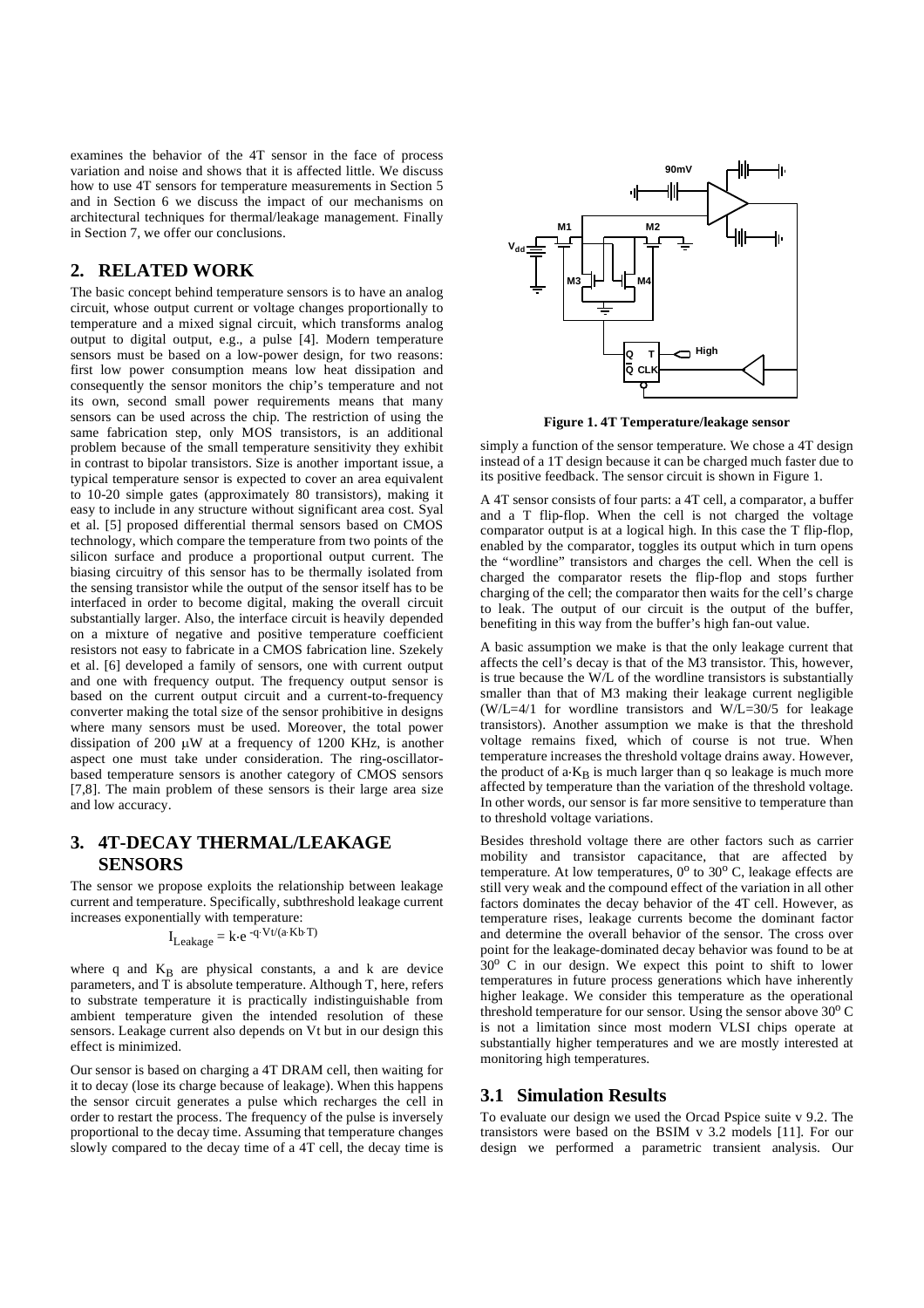examines the behavior of the 4T sensor in the face of process variation and noise and shows that it is affected little. We discuss how to use 4T sensors for temperature measurements in Section 5 and in Section 6 we discuss the impact of our mechanisms on architectural techniques for thermal/leakage management. Finally in Section 7, we offer our conclusions.

## 2. RELATED WORK

The basic concept behind temperature sensors is to have an analog circuit, whose output current or voltage changes proportionally to temperature and a mixed signal circuit, which transforms analog output to digital output, e.g., a pulse [4]. Modern temperature sensors must be based on a low-power design, for two reasons: first low power consumption means low heat dissipation and consequently the sensor monitors the chip's temperature and not its own, second small power requirements means that many sensors can be used across the chip. The restriction of using the same fabrication step, only MOS transistors, is an additional problem because of the small temperature sensitivity they exhibit in contrast to bipolar transistors. Size is another important issue, a typical temperature sensor is expected to cover an area equivalent to 10-20 simple gates (approximately 80 transistors), making it easy to include in any structure without significant area cost. Syal et al. [5] proposed differential thermal sensors based on CMOS technology, which compare the temperature from two points of the silicon surface and produce a proportional output current. The biasing circuitry of this sensor has to be thermally isolated from the sensing transistor while the output of the sensor itself has to be interfaced in order to become digital, making the overall circuit substantially larger. Also, the interface circuit is heavily depended on a mixture of negative and positive temperature coefficient resistors not easy to fabricate in a CMOS fabrication line. Szekely et al. [6] developed a family of sensors, one with current output and one with frequency output. The frequency output sensor is based on the current output circuit and a current-to-frequency converter making the total size of the sensor prohibitive in designs where many sensors must be used. Moreover, the total power dissipation of 200 μW at a frequency of 1200 KHz, is another aspect one must take under consideration. The ring-oscillator-based temperature sensors is another category of CMOS sensors [7,8]. The main problem of these sensors is their large area size and low accuracy.

## 3. 4T-DECAY THERMAL/LEAKAGE SENSORS

The sensor we propose exploits the relationship between leakage current and temperature. Specifically, subthreshold leakage current increases exponentially with temperature:

$$I_{Leakage} = k \cdot e^{-q \cdot Vt/(a \cdot Kb \cdot T)}$$

where q and $K_B$ are physical constants, a and k are device parameters, and T is absolute temperature. Although T, here, refers to substrate temperature it is practically indistinguishable from ambient temperature given the intended resolution of these sensors. Leakage current also depends on Vt but in our design this effect is minimized.

Our sensor is based on charging a 4T DRAM cell, then waiting for it to decay (lose its charge because of leakage). When this happens the sensor circuit generates a pulse which recharges the cell in order to restart the process. The frequency of the pulse is inversely proportional to the decay time. Assuming that temperature changes slowly compared to the decay time of a 4T cell, the decay time is simply a function of the sensor temperature. We chose a 4T design instead of a 1T design because it can be charged much faster due to its positive feedback. The sensor circuit is shown in Figure 1.

**Figure 1. 4T Temperature/leakage sensor**

A 4T sensor consists of four parts: a 4T cell, a comparator, a buffer and a T flip-flop. When the cell is not charged the voltage comparator output is at a logical high. In this case the T flip-flop, enabled by the comparator, toggles its output which in turn opens the "wordline" transistors and charges the cell. When the cell is charged the comparator resets the flip-flop and stops further charging of the cell; the comparator then waits for the cell's charge to leak. The output of our circuit is the output of the buffer, benefiting in this way from the buffer's high fan-out value.

A basic assumption we make is that the only leakage current that affects the cell's decay is that of the M3 transistor. This, however, is true because the W/L of the wordline transistors is substantially smaller than that of M3 making their leakage current negligible (W/L=4/1 for wordline transistors and W/L=30/5 for leakage transistors). Another assumption we make is that the threshold voltage remains fixed, which of course is not true. When temperature increases the threshold voltage drains away. However, the product of $a \cdot K_B$ is much larger than q so leakage is much more affected by temperature than the variation of the threshold voltage. In other words, our sensor is far more sensitive to temperature than to threshold voltage variations.

Besides threshold voltage there are other factors such as carrier mobility and transistor capacitance, that are affected by temperature. At low temperatures, $0^o$ to $30^o$ C, leakage effects are still very weak and the compound effect of the variation in all other factors dominates the decay behavior of the 4T cell. However, as temperature rises, leakage currents become the dominant factor and determine the overall behavior of the sensor. The cross over point for the leakage-dominated decay behavior was found to be at $30^o$ C in our design. We expect this point to shift to lower temperatures in future process generations which have inherently higher leakage. We consider this temperature as the operational threshold temperature for our sensor. Using the sensor above $30^o$ C is not a limitation since most modern VLSI chips operate at substantially higher temperatures and we are mostly interested at monitoring high temperatures.

### 3.1 Simulation Results

To evaluate our design we used the Orcad Pspice suite v 9.2. The transistors were based on the BSIM v 3.2 models [11]. For our design we performed a parametric transient analysis. Our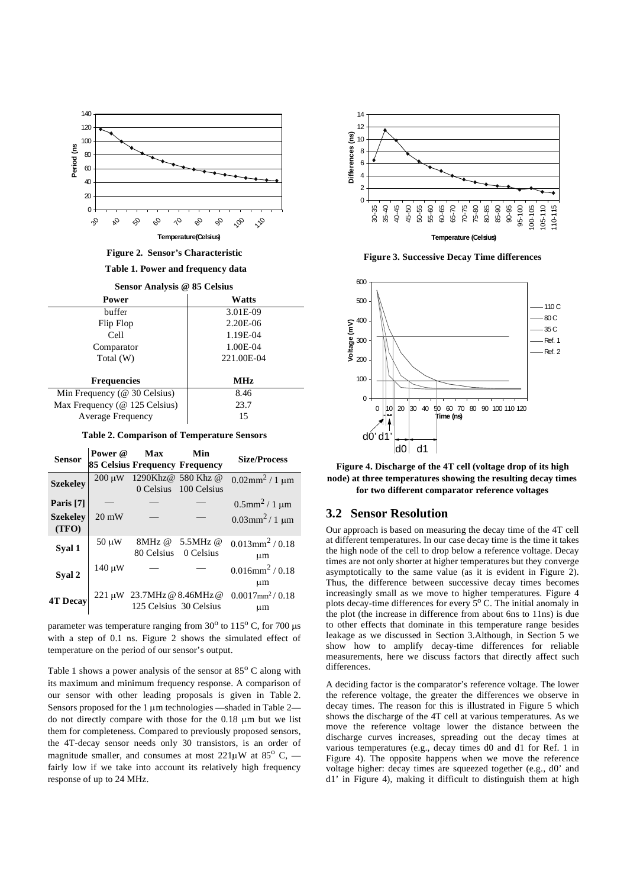Figure 2. Sensor's Characteristic

Table 1. Power and frequency data

| Sensor Analysis @ 85 Celsius | |
|---|---|
| **Power** | **Watts** |
| buffer | 3.01E-09 |
| Flip Flop | 2.20E-06 |
| Cell | 1.19E-04 |
| Comparator | 1.00E-04 |
| Total (W) | 221.00E-04 |
| **Frequencies** | **MHz** |
| Min Frequency (@ 30 Celsius) | 8.46 |
| Max Frequency (@ 125 Celsius) | 23.7 |
| Average Frequency | 15 |

Table 2. Comparison of Temperature Sensors

| Sensor | Power @ 85 Celsius | Max Frequency | Min Frequency | Size/Process |
|---|---|---|---|---|
| **Szekeley** | 200 μW | 1290Khz@ 0 Celsius | 580 Khz @ 100 Celsius | $0.02mm^2$ / 1 μm |
| **Paris [7]** | — | — | — | $0.5mm^2$ / 1 μm |
| **Szekeley (TFO)** | 20 mW | — | — | $0.03mm^2$ / 1 μm |
| **Syal 1** | 50 μW | 8MHz @ 80 Celsius | 5.5MHz @ 0 Celsius | $0.013mm^2$ / 0.18 μm |
| **Syal 2** | 140 μW | — | — | $0.016mm^2$ / 0.18 μm |
| **4T Decay** | 221 μW | 23.7MHz @ 125 Celsius | 8.46MHz @ 30 Celsius | $0.0017mm^2$ / 0.18 μm |

parameter was temperature ranging from 30° to 115° C, for 700 μs with a step of 0.1 ns. Figure 2 shows the simulated effect of temperature on the period of our sensor's output.

Table 1 shows a power analysis of the sensor at 85° C along with its maximum and minimum frequency response. A comparison of our sensor with other leading proposals is given in Table 2. Sensors proposed for the 1 μm technologies —shaded in Table 2— do not directly compare with those for the 0.18 μm but we list them for completeness. Compared to previously proposed sensors, the 4T-decay sensor needs only 30 transistors, is an order of magnitude smaller, and consumes at most 221μW at 85° C, — fairly low if we take into account its relatively high frequency response of up to 24 MHz.

Figure 3. Successive Decay Time differences

Figure 4. Discharge of the 4T cell (voltage drop of its high node) at three temperatures showing the resulting decay times for two different comparator reference voltages

## 3.2 Sensor Resolution

Our approach is based on measuring the decay time of the 4T cell at different temperatures. In our case decay time is the time it takes the high node of the cell to drop below a reference voltage. Decay times are not only shorter at higher temperatures but they converge asymptotically to the same value (as it is evident in Figure 2). Thus, the difference between successive decay times becomes increasingly small as we move to higher temperatures. Figure 4 plots decay-time differences for every 5° C. The initial anomaly in the plot (the increase in difference from about 6ns to 11ns) is due to other effects that dominate in this temperature range besides leakage as we discussed in Section 3.Although, in Section 5 we show how to amplify decay-time differences for reliable measurements, here we discuss factors that directly affect such differences.

A deciding factor is the comparator's reference voltage. The lower the reference voltage, the greater the differences we observe in decay times. The reason for this is illustrated in Figure 5 which shows the discharge of the 4T cell at various temperatures. As we move the reference voltage lower the distance between the discharge curves increases, spreading out the decay times at various temperatures (e.g., decay times d0 and d1 for Ref. 1 in Figure 4). The opposite happens when we move the reference voltage higher: decay times are squeezed together (e.g., d0' and d1' in Figure 4), making it difficult to distinguish them at high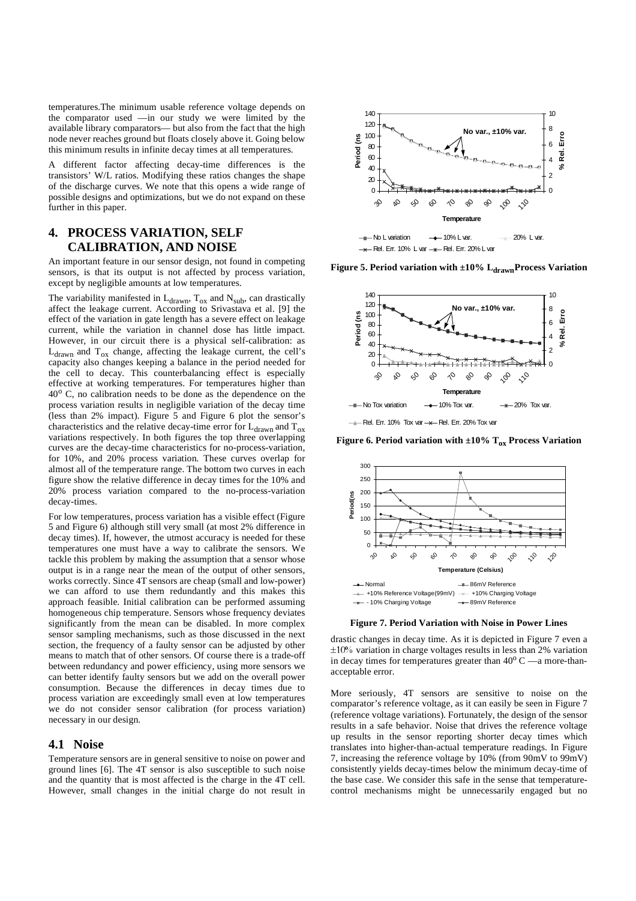temperatures.The minimum usable reference voltage depends on the comparator used —in our study we were limited by the available library comparators— but also from the fact that the high node never reaches ground but floats closely above it. Going below this minimum results in infinite decay times at all temperatures.

A different factor affecting decay-time differences is the transistors' W/L ratios. Modifying these ratios changes the shape of the discharge curves. We note that this opens a wide range of possible designs and optimizations, but we do not expand on these further in this paper.

## 4. PROCESS VARIATION, SELF CALIBRATION, AND NOISE

An important feature in our sensor design, not found in competing sensors, is that its output is not affected by process variation, except by negligible amounts at low temperatures.

The variability manifested in $L_{drawn}$, $T_{ox}$ and $N_{sub}$, can drastically affect the leakage current. According to Srivastava et al. [9] the effect of the variation in gate length has a severe effect on leakage current, while the variation in channel dose has little impact. However, in our circuit there is a physical self-calibration: as $L_{drawn}$ and $T_{ox}$ change, affecting the leakage current, the cell's capacity also changes keeping a balance in the period needed for the cell to decay. This counterbalancing effect is especially effective at working temperatures. For temperatures higher than $40^o$ C, no calibration needs to be done as the dependence on the process variation results in negligible variation of the decay time (less than 2% impact). Figure 5 and Figure 6 plot the sensor's characteristics and the relative decay-time error for $L_{drawn}$ and $T_{ox}$ variations respectively. In both figures the top three overlapping curves are the decay-time characteristics for no-process-variation, for 10%, and 20% process variation. These curves overlap for almost all of the temperature range. The bottom two curves in each figure show the relative difference in decay times for the 10% and 20% process variation compared to the no-process-variation decay-times.

For low temperatures, process variation has a visible effect (Figure 5 and Figure 6) although still very small (at most 2% difference in decay times). If, however, the utmost accuracy is needed for these temperatures one must have a way to calibrate the sensors. We tackle this problem by making the assumption that a sensor whose output is in a range near the mean of the output of other sensors, works correctly. Since 4T sensors are cheap (small and low-power) we can afford to use them redundantly and this makes this approach feasible. Initial calibration can be performed assuming homogeneous chip temperature. Sensors whose frequency deviates significantly from the mean can be disabled. In more complex sensor sampling mechanisms, such as those discussed in the next section, the frequency of a faulty sensor can be adjusted by other means to match that of other sensors. Of course there is a trade-off between redundancy and power efficiency, using more sensors we can better identify faulty sensors but we add on the overall power consumption. Because the differences in decay times due to process variation are exceedingly small even at low temperatures we do not consider sensor calibration (for process variation) necessary in our design.

### 4.1 Noise

Temperature sensors are in general sensitive to noise on power and ground lines [6]. The 4T sensor is also susceptible to such noise and the quantity that is most affected is the charge in the 4T cell. However, small changes in the initial charge do not result in drastic changes in decay time. As it is depicted in Figure 7 even a ±10% variation in charge voltages results in less than 2% variation in decay times for temperatures greater than $40^o$ C —a more-than-acceptable error.

**Figure 5. Period variation with ±10% $L_{drawn}$ Process Variation**

**Figure 6. Period variation with ±10% $T_{ox}$ Process Variation**

**Figure 7. Period Variation with Noise in Power Lines**

More seriously, 4T sensors are sensitive to noise on the comparator's reference voltage, as it can easily be seen in Figure 7 (reference voltage variations). Fortunately, the design of the sensor results in a safe behavior. Noise that drives the reference voltage up results in the sensor reporting shorter decay times which translates into higher-than-actual temperature readings. In Figure 7, increasing the reference voltage by 10% (from 90mV to 99mV) consistently yields decay-times below the minimum decay-time of the base case. We consider this safe in the sense that temperature-control mechanisms might be unnecessarily engaged but no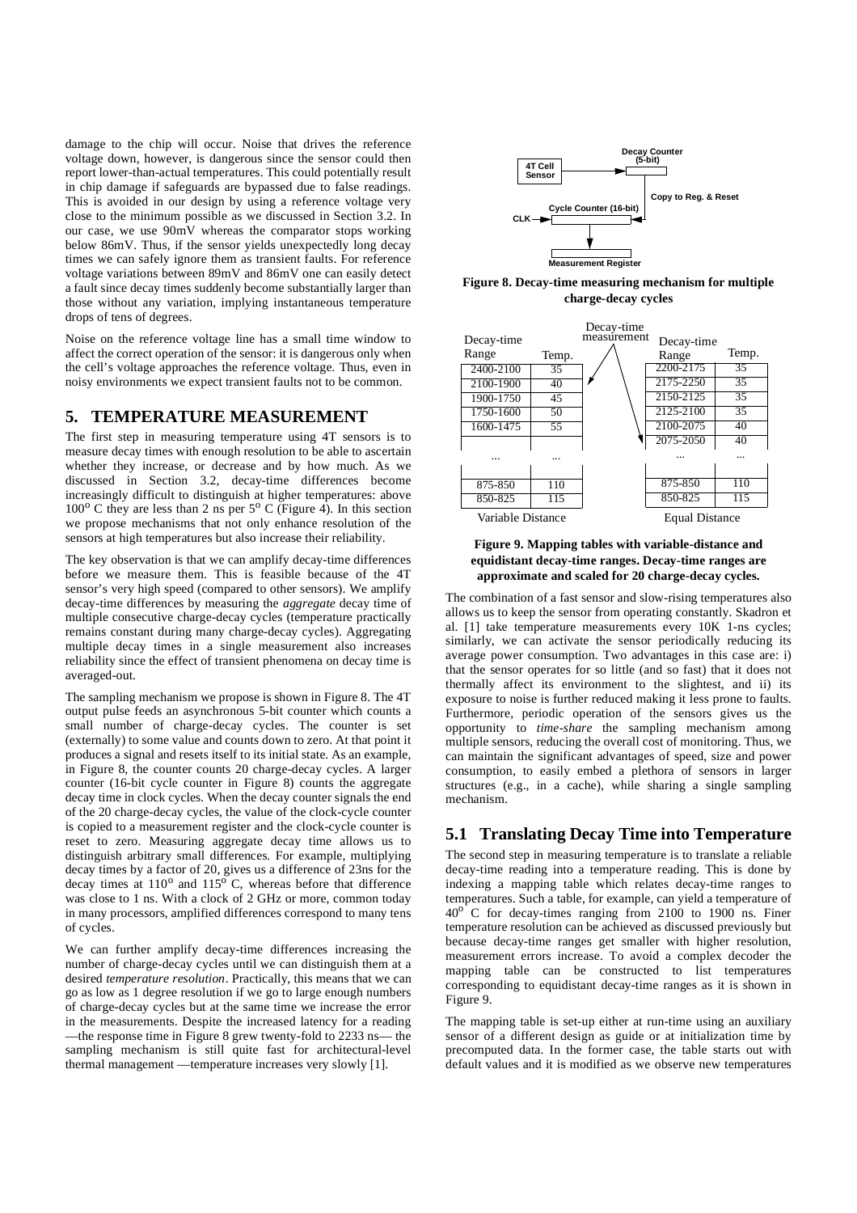damage to the chip will occur. Noise that drives the reference voltage down, however, is dangerous since the sensor could then report lower-than-actual temperatures. This could potentially result in chip damage if safeguards are bypassed due to false readings. This is avoided in our design by using a reference voltage very close to the minimum possible as we discussed in Section 3.2. In our case, we use 90mV whereas the comparator stops working below 86mV. Thus, if the sensor yields unexpectedly long decay times we can safely ignore them as transient faults. For reference voltage variations between 89mV and 86mV one can easily detect a fault since decay times suddenly become substantially larger than those without any variation, implying instantaneous temperature drops of tens of degrees.

Noise on the reference voltage line has a small time window to affect the correct operation of the sensor: it is dangerous only when the cell's voltage approaches the reference voltage. Thus, even in noisy environments we expect transient faults not to be common.

## 5. TEMPERATURE MEASUREMENT

The first step in measuring temperature using 4T sensors is to measure decay times with enough resolution to be able to ascertain whether they increase, or decrease and by how much. As we discussed in Section 3.2, decay-time differences become increasingly difficult to distinguish at higher temperatures: above $100^{o}$ C they are less than 2 ns per $5^{o}$ C (Figure 4). In this section we propose mechanisms that not only enhance resolution of the sensors at high temperatures but also increase their reliability.

The key observation is that we can amplify decay-time differences before we measure them. This is feasible because of the 4T sensor's very high speed (compared to other sensors). We amplify decay-time differences by measuring the *aggregate* decay time of multiple consecutive charge-decay cycles (temperature practically remains constant during many charge-decay cycles). Aggregating multiple decay times in a single measurement also increases reliability since the effect of transient phenomena on decay time is averaged-out.

The sampling mechanism we propose is shown in Figure 8. The 4T output pulse feeds an asynchronous 5-bit counter which counts a small number of charge-decay cycles. The counter is set (externally) to some value and counts down to zero. At that point it produces a signal and resets itself to its initial state. As an example, in Figure 8, the counter counts 20 charge-decay cycles. A larger counter (16-bit cycle counter in Figure 8) counts the aggregate decay time in clock cycles. When the decay counter signals the end of the 20 charge-decay cycles, the value of the clock-cycle counter is copied to a measurement register and the clock-cycle counter is reset to zero. Measuring aggregate decay time allows us to distinguish arbitrary small differences. For example, multiplying decay times by a factor of 20, gives us a difference of 23ns for the decay times at $110^{o}$ and $115^{o}$ C, whereas before that difference was close to 1 ns. With a clock of 2 GHz or more, common today in many processors, amplified differences correspond to many tens of cycles.

We can further amplify decay-time differences increasing the number of charge-decay cycles until we can distinguish them at a desired *temperature resolution*. Practically, this means that we can go as low as 1 degree resolution if we go to large enough numbers of charge-decay cycles but at the same time we increase the error in the measurements. Despite the increased latency for a reading —the response time in Figure 8 grew twenty-fold to 2233 ns— the sampling mechanism is still quite fast for architectural-level thermal management —temperature increases very slowly [1].

**Figure 8. Decay-time measuring mechanism for multiple charge-decay cycles**

| Decay-time Range | Temp. |
|---|---|
| 2400-2100 | 35 |
| 2100-1900 | 40 |
| 1900-1750 | 45 |
| 1750-1600 | 50 |
| 1600-1475 | 55 |
| ... | ... |
| 875-850 | 110 |
| 850-825 | 115 |

Variable Distance

| Decay-time Range | Temp. |
|---|---|
| 2200-2175 | 35 |
| 2175-2250 | 35 |
| 2150-2125 | 35 |
| 2125-2100 | 35 |
| 2100-2075 | 40 |
| 2075-2050 | 40 |
| ... | ... |
| 875-850 | 110 |
| 850-825 | 115 |

Equal Distance

**Figure 9. Mapping tables with variable-distance and equidistant decay-time ranges. Decay-time ranges are approximate and scaled for 20 charge-decay cycles.**

The combination of a fast sensor and slow-rising temperatures also allows us to keep the sensor from operating constantly. Skadron et al. [1] take temperature measurements every 10K 1-ns cycles; similarly, we can activate the sensor periodically reducing its average power consumption. Two advantages in this case are: i) that the sensor operates for so little (and so fast) that it does not thermally affect its environment to the slightest, and ii) its exposure to noise is further reduced making it less prone to faults. Furthermore, periodic operation of the sensors gives us the opportunity to *time-share* the sampling mechanism among multiple sensors, reducing the overall cost of monitoring. Thus, we can maintain the significant advantages of speed, size and power consumption, to easily embed a plethora of sensors in larger structures (e.g., in a cache), while sharing a single sampling mechanism.

### 5.1 Translating Decay Time into Temperature

The second step in measuring temperature is to translate a reliable decay-time reading into a temperature reading. This is done by indexing a mapping table which relates decay-time ranges to temperatures. Such a table, for example, can yield a temperature of $40^{o}$ C for decay-times ranging from 2100 to 1900 ns. Finer temperature resolution can be achieved as discussed previously but because decay-time ranges get smaller with higher resolution, measurement errors increase. To avoid a complex decoder the mapping table can be constructed to list temperatures corresponding to equidistant decay-time ranges as it is shown in Figure 9.

The mapping table is set-up either at run-time using an auxiliary sensor of a different design as guide or at initialization time by precomputed data. In the former case, the table starts out with default values and it is modified as we observe new temperatures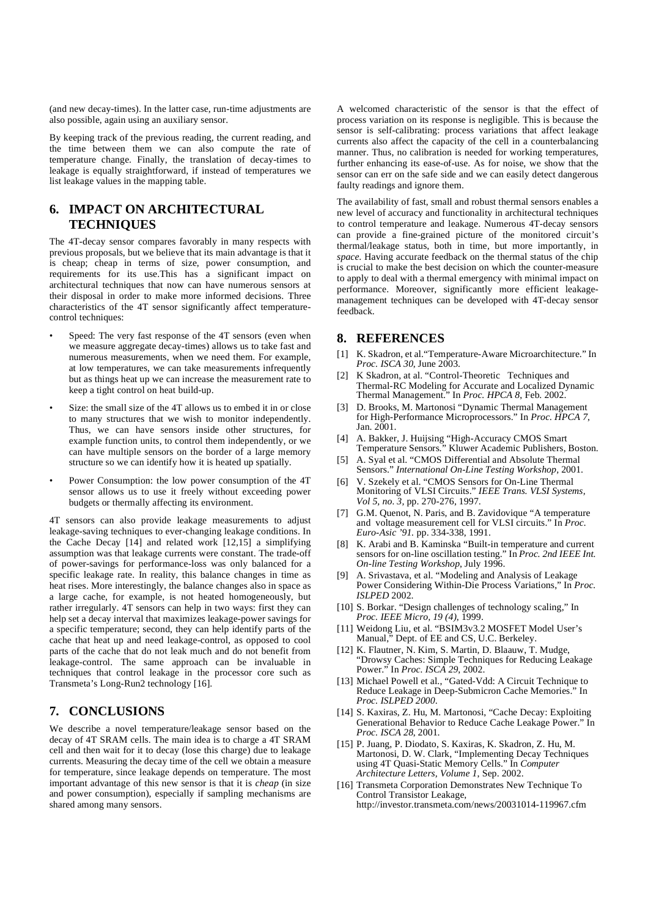(and new decay-times). In the latter case, run-time adjustments are also possible, again using an auxiliary sensor.

By keeping track of the previous reading, the current reading, and the time between them we can also compute the rate of temperature change. Finally, the translation of decay-times to leakage is equally straightforward, if instead of temperatures we list leakage values in the mapping table.

## 6. IMPACT ON ARCHITECTURAL TECHNIQUES

The 4T-decay sensor compares favorably in many respects with previous proposals, but we believe that its main advantage is that it is cheap; cheap in terms of size, power consumption, and requirements for its use.This has a significant impact on architectural techniques that now can have numerous sensors at their disposal in order to make more informed decisions. Three characteristics of the 4T sensor significantly affect temperature-control techniques:

- Speed: The very fast response of the 4T sensors (even when we measure aggregate decay-times) allows us to take fast and numerous measurements, when we need them. For example, at low temperatures, we can take measurements infrequently but as things heat up we can increase the measurement rate to keep a tight control on heat build-up.
- Size: the small size of the 4T allows us to embed it in or close to many structures that we wish to monitor independently. Thus, we can have sensors inside other structures, for example function units, to control them independently, or we can have multiple sensors on the border of a large memory structure so we can identify how it is heated up spatially.
- Power Consumption: the low power consumption of the 4T sensor allows us to use it freely without exceeding power budgets or thermally affecting its environment.

4T sensors can also provide leakage measurements to adjust leakage-saving techniques to ever-changing leakage conditions. In the Cache Decay [14] and related work [12,15] a simplifying assumption was that leakage currents were constant. The trade-off of power-savings for performance-loss was only balanced for a specific leakage rate. In reality, this balance changes in time as heat rises. More interestingly, the balance changes also in space as a large cache, for example, is not heated homogeneously, but rather irregularly. 4T sensors can help in two ways: first they can help set a decay interval that maximizes leakage-power savings for a specific temperature; second, they can help identify parts of the cache that heat up and need leakage-control, as opposed to cool parts of the cache that do not leak much and do not benefit from leakage-control. The same approach can be invaluable in techniques that control leakage in the processor core such as Transmeta's Long-Run2 technology [16].

## 7. CONCLUSIONS

We describe a novel temperature/leakage sensor based on the decay of 4T SRAM cells. The main idea is to charge a 4T SRAM cell and then wait for it to decay (lose this charge) due to leakage currents. Measuring the decay time of the cell we obtain a measure for temperature, since leakage depends on temperature. The most important advantage of this new sensor is that it is *cheap* (in size and power consumption), especially if sampling mechanisms are shared among many sensors.

A welcomed characteristic of the sensor is that the effect of process variation on its response is negligible. This is because the sensor is self-calibrating: process variations that affect leakage currents also affect the capacity of the cell in a counterbalancing manner. Thus, no calibration is needed for working temperatures, further enhancing its ease-of-use. As for noise, we show that the sensor can err on the safe side and we can easily detect dangerous faulty readings and ignore them.

The availability of fast, small and robust thermal sensors enables a new level of accuracy and functionality in architectural techniques to control temperature and leakage. Numerous 4T-decay sensors can provide a fine-grained picture of the monitored circuit's thermal/leakage status, both in time, but more importantly, in *space*. Having accurate feedback on the thermal status of the chip is crucial to make the best decision on which the counter-measure to apply to deal with a thermal emergency with minimal impact on performance. Moreover, significantly more efficient leakage-management techniques can be developed with 4T-decay sensor feedback.

## 8. REFERENCES

[1] K. Skadron, et al."Temperature-Aware Microarchitecture." In *Proc. ISCA 30*, June 2003.

[2] K Skadron, at al. "Control-Theoretic Techniques and Thermal-RC Modeling for Accurate and Localized Dynamic Thermal Management." In *Proc. HPCA 8*, Feb. 2002.

[3] D. Brooks, M. Martonosi "Dynamic Thermal Management for High-Performance Microprocessors." In *Proc. HPCA 7*, Jan. 2001.

[4] A. Bakker, J. Huijsing "High-Accuracy CMOS Smart Temperature Sensors." Kluwer Academic Publishers, Boston.

[5] A. Syal et al. "CMOS Differential and Absolute Thermal Sensors." *International On-Line Testing Workshop*, 2001.

[6] V. Szekely et al. "CMOS Sensors for On-Line Thermal Monitoring of VLSI Circuits." *IEEE Trans. VLSI Systems, Vol 5, no. 3*, pp. 270-276, 1997.

[7] G.M. Quenot, N. Paris, and B. Zavidovique "A temperature and voltage measurement cell for VLSI circuits." In *Proc. Euro-Asic '91*. pp. 334-338, 1991.

[8] K. Arabi and B. Kaminska "Built-in temperature and current sensors for on-line oscillation testing." In *Proc. 2nd IEEE Int. On-line Testing Workshop*, July 1996.

[9] A. Srivastava, et al. "Modeling and Analysis of Leakage Power Considering Within-Die Process Variations," In *Proc. ISLPED* 2002.

[10] S. Borkar. "Design challenges of technology scaling," In *Proc. IEEE Micro, 19 (4)*, 1999.

[11] Weidong Liu, et al. "BSIM3v3.2 MOSFET Model User's Manual," Dept. of EE and CS, U.C. Berkeley.

[12] K. Flautner, N. Kim, S. Martin, D. Blaauw, T. Mudge, "Drowsy Caches: Simple Techniques for Reducing Leakage Power." In *Proc. ISCA 29*, 2002.

[13] Michael Powell et al., "Gated-Vdd: A Circuit Technique to Reduce Leakage in Deep-Submicron Cache Memories." In *Proc. ISLPED 2000*.

[14] S. Kaxiras, Z. Hu, M. Martonosi, "Cache Decay: Exploiting Generational Behavior to Reduce Cache Leakage Power." In *Proc. ISCA 28*, 2001.

[15] P. Juang, P. Diodato, S. Kaxiras, K. Skadron, Z. Hu, M. Martonosi, D. W. Clark, "Implementing Decay Techniques using 4T Quasi-Static Memory Cells." In *Computer Architecture Letters, Volume 1*, Sep. 2002.

[16] Transmeta Corporation Demonstrates New Technique To Control Transistor Leakage, http://investor.transmeta.com/news/20031014-119967.cfm